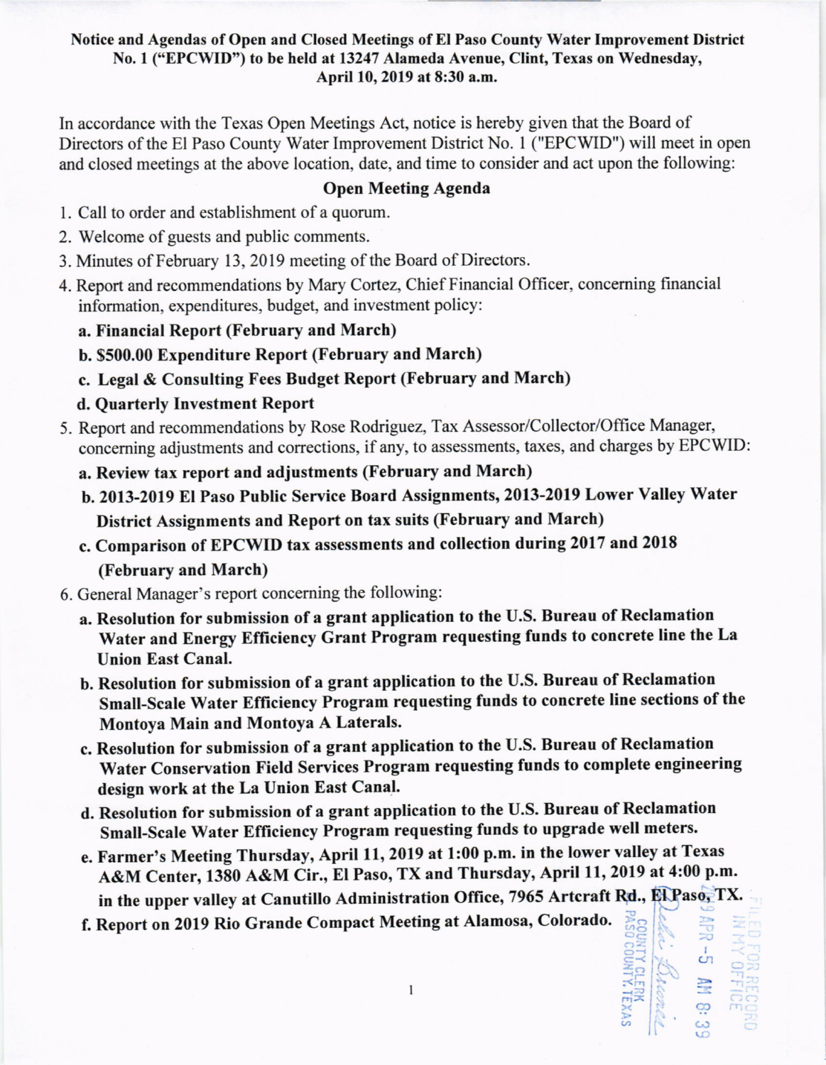**Notice and Agendas of Open and Closed Meetings of El Paso County Water Improvement District No. 1 ("EPCWID") to be held at 13247 Alameda Avenue, Clint, Texas on Wednesday, April 10, 2019 at 8:30 a.m.**

In accordance with the Texas Open Meetings Act, notice is hereby given that the Board of Directors of the El Paso County Water Improvement District No. 1 ("EPCWID") will meet in open and closed meetings at the above location, date, and time to consider and act upon the following:

## Open Meeting Agenda

1. Call to order and establishment of a quorum.
2. Welcome of guests and public comments.
3. Minutes of February 13, 2019 meeting of the Board of Directors.
4. Report and recommendations by Mary Cortez, Chief Financial Officer, concerning financial information, expenditures, budget, and investment policy:
   - **a. Financial Report (February and March)**
   - **b. $500.00 Expenditure Report (February and March)**
   - **c. Legal & Consulting Fees Budget Report (February and March)**
   - **d. Quarterly Investment Report**
5. Report and recommendations by Rose Rodriguez, Tax Assessor/Collector/Office Manager, concerning adjustments and corrections, if any, to assessments, taxes, and charges by EPCWID:
   - **a. Review tax report and adjustments (February and March)**
   - **b. 2013-2019 El Paso Public Service Board Assignments, 2013-2019 Lower Valley Water District Assignments and Report on tax suits (February and March)**
   - **c. Comparison of EPCWID tax assessments and collection during 2017 and 2018 (February and March)**
6. General Manager's report concerning the following:
   - **a. Resolution for submission of a grant application to the U.S. Bureau of Reclamation Water and Energy Efficiency Grant Program requesting funds to concrete line the La Union East Canal.**
   - **b. Resolution for submission of a grant application to the U.S. Bureau of Reclamation Small-Scale Water Efficiency Program requesting funds to concrete line sections of the Montoya Main and Montoya A Laterals.**
   - **c. Resolution for submission of a grant application to the U.S. Bureau of Reclamation Water Conservation Field Services Program requesting funds to complete engineering design work at the La Union East Canal.**
   - **d. Resolution for submission of a grant application to the U.S. Bureau of Reclamation Small-Scale Water Efficiency Program requesting funds to upgrade well meters.**
   - **e. Farmer's Meeting Thursday, April 11, 2019 at 1:00 p.m. in the lower valley at Texas A&M Center, 1380 A&M Cir., El Paso, TX and Thursday, April 11, 2019 at 4:00 p.m. in the upper valley at Canutillo Administration Office, 7965 Artcraft Rd., El Paso, TX.**
   - **f. Report on 2019 Rio Grande Compact Meeting at Alamosa, Colorado.**

FILED FOR RECORD IN MY OFFICE
2019 APR -5 AM 8:39
COUNTY CLERK EL PASO COUNTY, TEXAS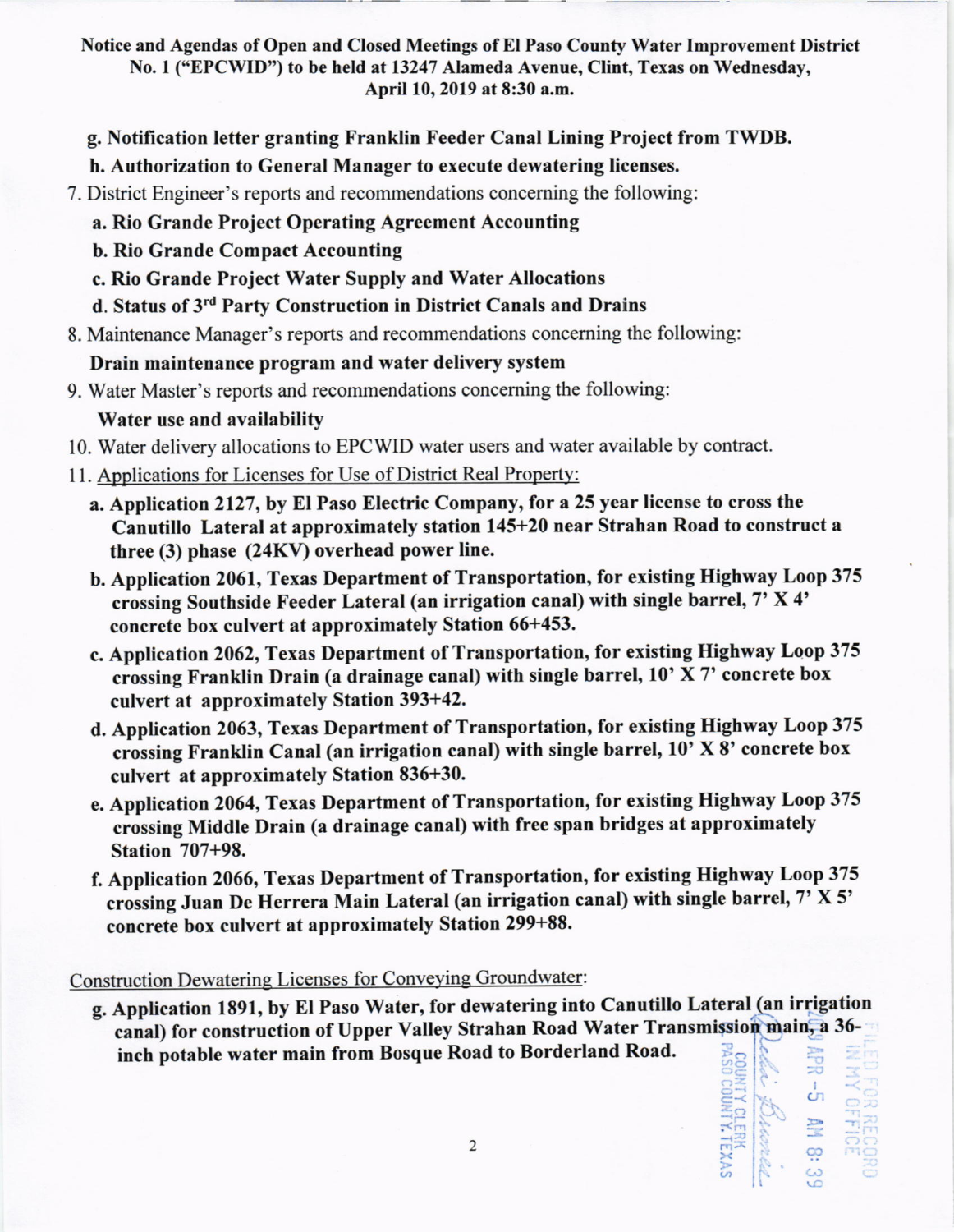**Notice and Agendas of Open and Closed Meetings of El Paso County Water Improvement District No. 1 ("EPCWID") to be held at 13247 Alameda Avenue, Clint, Texas on Wednesday, April 10, 2019 at 8:30 a.m.**

- **g. Notification letter granting Franklin Feeder Canal Lining Project from TWDB.**
- **h. Authorization to General Manager to execute dewatering licenses.**

7. District Engineer's reports and recommendations concerning the following:
   - **a. Rio Grande Project Operating Agreement Accounting**
   - **b. Rio Grande Compact Accounting**
   - **c. Rio Grande Project Water Supply and Water Allocations**
   - **d. Status of 3rd Party Construction in District Canals and Drains**
8. Maintenance Manager's reports and recommendations concerning the following:
   **Drain maintenance program and water delivery system**
9. Water Master's reports and recommendations concerning the following:
   **Water use and availability**
10. Water delivery allocations to EPCWID water users and water available by contract.
11. Applications for Licenses for Use of District Real Property:
    - **a. Application 2127, by El Paso Electric Company, for a 25 year license to cross the Canutillo Lateral at approximately station 145+20 near Strahan Road to construct a three (3) phase (24KV) overhead power line.**
    - **b. Application 2061, Texas Department of Transportation, for existing Highway Loop 375 crossing Southside Feeder Lateral (an irrigation canal) with single barrel, 7' X 4' concrete box culvert at approximately Station 66+453.**
    - **c. Application 2062, Texas Department of Transportation, for existing Highway Loop 375 crossing Franklin Drain (a drainage canal) with single barrel, 10' X 7' concrete box culvert at approximately Station 393+42.**
    - **d. Application 2063, Texas Department of Transportation, for existing Highway Loop 375 crossing Franklin Canal (an irrigation canal) with single barrel, 10' X 8' concrete box culvert at approximately Station 836+30.**
    - **e. Application 2064, Texas Department of Transportation, for existing Highway Loop 375 crossing Middle Drain (a drainage canal) with free span bridges at approximately Station 707+98.**
    - **f. Application 2066, Texas Department of Transportation, for existing Highway Loop 375 crossing Juan De Herrera Main Lateral (an irrigation canal) with single barrel, 7' X 5' concrete box culvert at approximately Station 299+88.**

Construction Dewatering Licenses for Conveying Groundwater:

- **g. Application 1891, by El Paso Water, for dewatering into Canutillo Lateral (an irrigation canal) for construction of Upper Valley Strahan Road Water Transmission main, a 36-inch potable water main from Bosque Road to Borderland Road.**

FILED FOR RECORD IN MY OFFICE
2019 APR -5 AM 8:39
COUNTY CLERK
EL PASO COUNTY, TEXAS